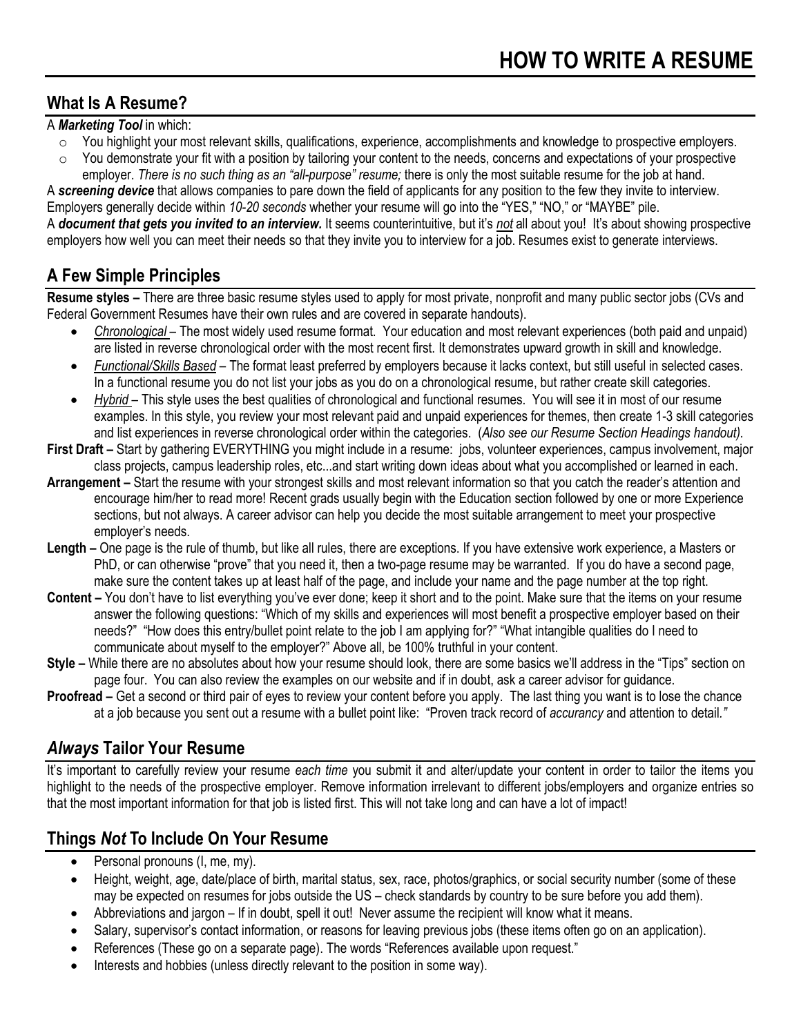# HOW TO WRITE A RESUME

## What Is A Resume?

A ***Marketing Tool*** in which:

- You highlight your most relevant skills, qualifications, experience, accomplishments and knowledge to prospective employers.
- You demonstrate your fit with a position by tailoring your content to the needs, concerns and expectations of your prospective employer. *There is no such thing as an "all-purpose" resume;* there is only the most suitable resume for the job at hand.

A ***screening device*** that allows companies to pare down the field of applicants for any position to the few they invite to interview. Employers generally decide within *10-20 seconds* whether your resume will go into the "YES," "NO," or "MAYBE" pile.

A ***document that gets you invited to an interview.*** It seems counterintuitive, but it's ***not*** all about you! It's about showing prospective employers how well you can meet their needs so that they invite you to interview for a job. Resumes exist to generate interviews.

## A Few Simple Principles

**Resume styles –** There are three basic resume styles used to apply for most private, nonprofit and many public sector jobs (CVs and Federal Government Resumes have their own rules and are covered in separate handouts).

- *Chronological* – The most widely used resume format. Your education and most relevant experiences (both paid and unpaid) are listed in reverse chronological order with the most recent first. It demonstrates upward growth in skill and knowledge.
- *Functional/Skills Based* – The format least preferred by employers because it lacks context, but still useful in selected cases. In a functional resume you do not list your jobs as you do on a chronological resume, but rather create skill categories.
- *Hybrid* – This style uses the best qualities of chronological and functional resumes. You will see it in most of our resume examples. In this style, you review your most relevant paid and unpaid experiences for themes, then create 1-3 skill categories and list experiences in reverse chronological order within the categories. (*Also see our Resume Section Headings handout).*

**First Draft –** Start by gathering EVERYTHING you might include in a resume: jobs, volunteer experiences, campus involvement, major class projects, campus leadership roles, etc...and start writing down ideas about what you accomplished or learned in each.

**Arrangement –** Start the resume with your strongest skills and most relevant information so that you catch the reader's attention and encourage him/her to read more! Recent grads usually begin with the Education section followed by one or more Experience sections, but not always. A career advisor can help you decide the most suitable arrangement to meet your prospective employer's needs.

**Length –** One page is the rule of thumb, but like all rules, there are exceptions. If you have extensive work experience, a Masters or PhD, or can otherwise "prove" that you need it, then a two-page resume may be warranted. If you do have a second page, make sure the content takes up at least half of the page, and include your name and the page number at the top right.

**Content –** You don't have to list everything you've ever done; keep it short and to the point. Make sure that the items on your resume answer the following questions: "Which of my skills and experiences will most benefit a prospective employer based on their needs?" "How does this entry/bullet point relate to the job I am applying for?" "What intangible qualities do I need to communicate about myself to the employer?" Above all, be 100% truthful in your content.

**Style –** While there are no absolutes about how your resume should look, there are some basics we'll address in the "Tips" section on page four. You can also review the examples on our website and if in doubt, ask a career advisor for guidance.

**Proofread –** Get a second or third pair of eyes to review your content before you apply. The last thing you want is to lose the chance at a job because you sent out a resume with a bullet point like: "Proven track record of *accurancy* and attention to detail."

## *Always* Tailor Your Resume

It's important to carefully review your resume *each time* you submit it and alter/update your content in order to tailor the items you highlight to the needs of the prospective employer. Remove information irrelevant to different jobs/employers and organize entries so that the most important information for that job is listed first. This will not take long and can have a lot of impact!

## Things *Not* To Include On Your Resume

- Personal pronouns (I, me, my).
- Height, weight, age, date/place of birth, marital status, sex, race, photos/graphics, or social security number (some of these may be expected on resumes for jobs outside the US – check standards by country to be sure before you add them).
- Abbreviations and jargon – If in doubt, spell it out! Never assume the recipient will know what it means.
- Salary, supervisor's contact information, or reasons for leaving previous jobs (these items often go on an application).
- References (These go on a separate page). The words "References available upon request."
- Interests and hobbies (unless directly relevant to the position in some way).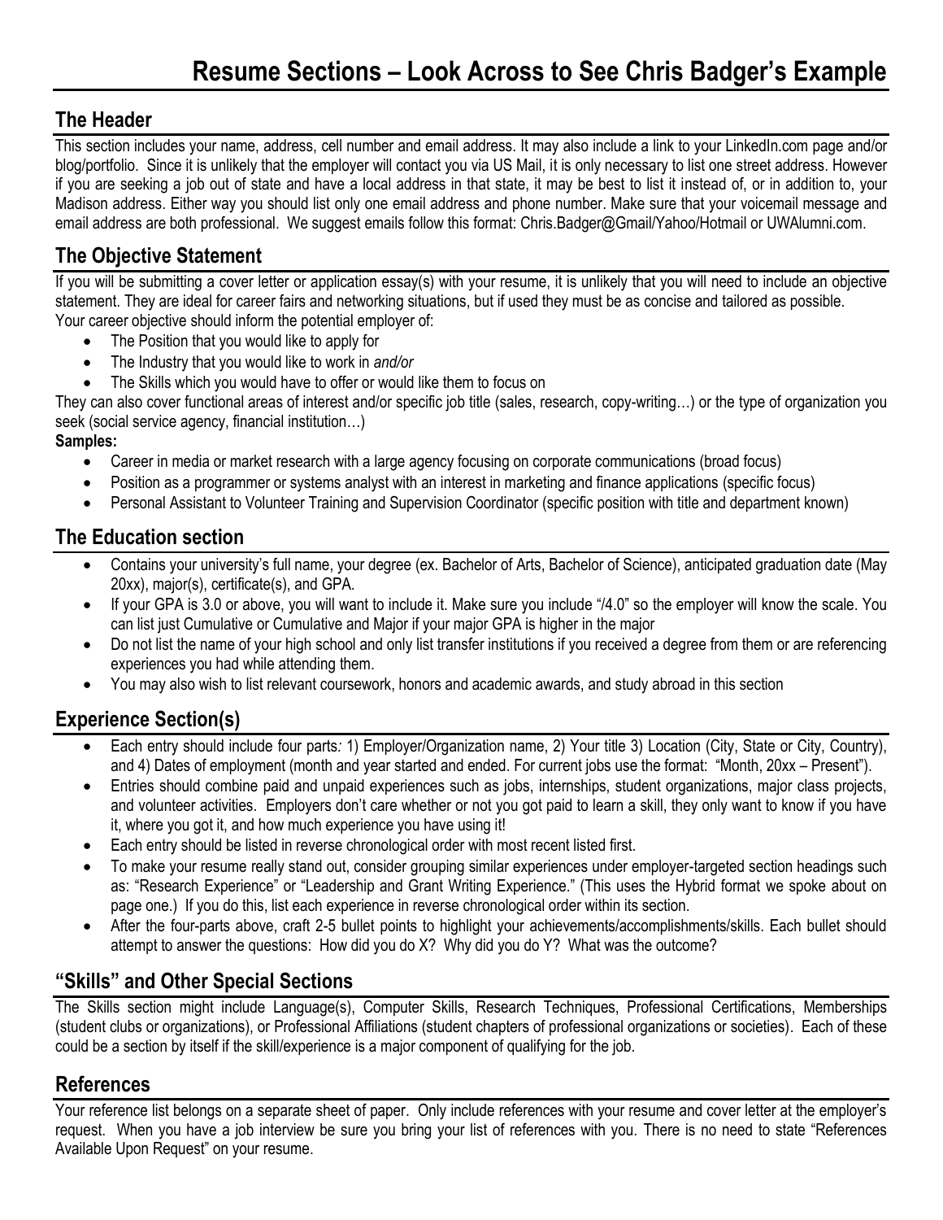# Resume Sections – Look Across to See Chris Badger's Example

## The Header

This section includes your name, address, cell number and email address. It may also include a link to your LinkedIn.com page and/or blog/portfolio. Since it is unlikely that the employer will contact you via US Mail, it is only necessary to list one street address. However if you are seeking a job out of state and have a local address in that state, it may be best to list it instead of, or in addition to, your Madison address. Either way you should list only one email address and phone number. Make sure that your voicemail message and email address are both professional. We suggest emails follow this format: Chris.Badger@Gmail/Yahoo/Hotmail or UWAlumni.com.

## The Objective Statement

If you will be submitting a cover letter or application essay(s) with your resume, it is unlikely that you will need to include an objective statement. They are ideal for career fairs and networking situations, but if used they must be as concise and tailored as possible.
Your career objective should inform the potential employer of:

- The Position that you would like to apply for
- The Industry that you would like to work in *and/or*
- The Skills which you would have to offer or would like them to focus on

They can also cover functional areas of interest and/or specific job title (sales, research, copy-writing…) or the type of organization you seek (social service agency, financial institution…)

**Samples:**

- Career in media or market research with a large agency focusing on corporate communications (broad focus)
- Position as a programmer or systems analyst with an interest in marketing and finance applications (specific focus)
- Personal Assistant to Volunteer Training and Supervision Coordinator (specific position with title and department known)

## The Education section

- Contains your university's full name, your degree (ex. Bachelor of Arts, Bachelor of Science), anticipated graduation date (May 20xx), major(s), certificate(s), and GPA.
- If your GPA is 3.0 or above, you will want to include it. Make sure you include "/4.0" so the employer will know the scale. You can list just Cumulative or Cumulative and Major if your major GPA is higher in the major
- Do not list the name of your high school and only list transfer institutions if you received a degree from them or are referencing experiences you had while attending them.
- You may also wish to list relevant coursework, honors and academic awards, and study abroad in this section

## Experience Section(s)

- Each entry should include four parts*:* 1) Employer/Organization name, 2) Your title 3) Location (City, State or City, Country), and 4) Dates of employment (month and year started and ended. For current jobs use the format: "Month, 20xx – Present").
- Entries should combine paid and unpaid experiences such as jobs, internships, student organizations, major class projects, and volunteer activities. Employers don't care whether or not you got paid to learn a skill, they only want to know if you have it, where you got it, and how much experience you have using it!
- Each entry should be listed in reverse chronological order with most recent listed first.
- To make your resume really stand out, consider grouping similar experiences under employer-targeted section headings such as: "Research Experience" or "Leadership and Grant Writing Experience." (This uses the Hybrid format we spoke about on page one.) If you do this, list each experience in reverse chronological order within its section.
- After the four-parts above, craft 2-5 bullet points to highlight your achievements/accomplishments/skills. Each bullet should attempt to answer the questions: How did you do X? Why did you do Y? What was the outcome?

## "Skills" and Other Special Sections

The Skills section might include Language(s), Computer Skills, Research Techniques, Professional Certifications, Memberships (student clubs or organizations), or Professional Affiliations (student chapters of professional organizations or societies). Each of these could be a section by itself if the skill/experience is a major component of qualifying for the job.

## References

Your reference list belongs on a separate sheet of paper. Only include references with your resume and cover letter at the employer's request. When you have a job interview be sure you bring your list of references with you. There is no need to state "References Available Upon Request" on your resume.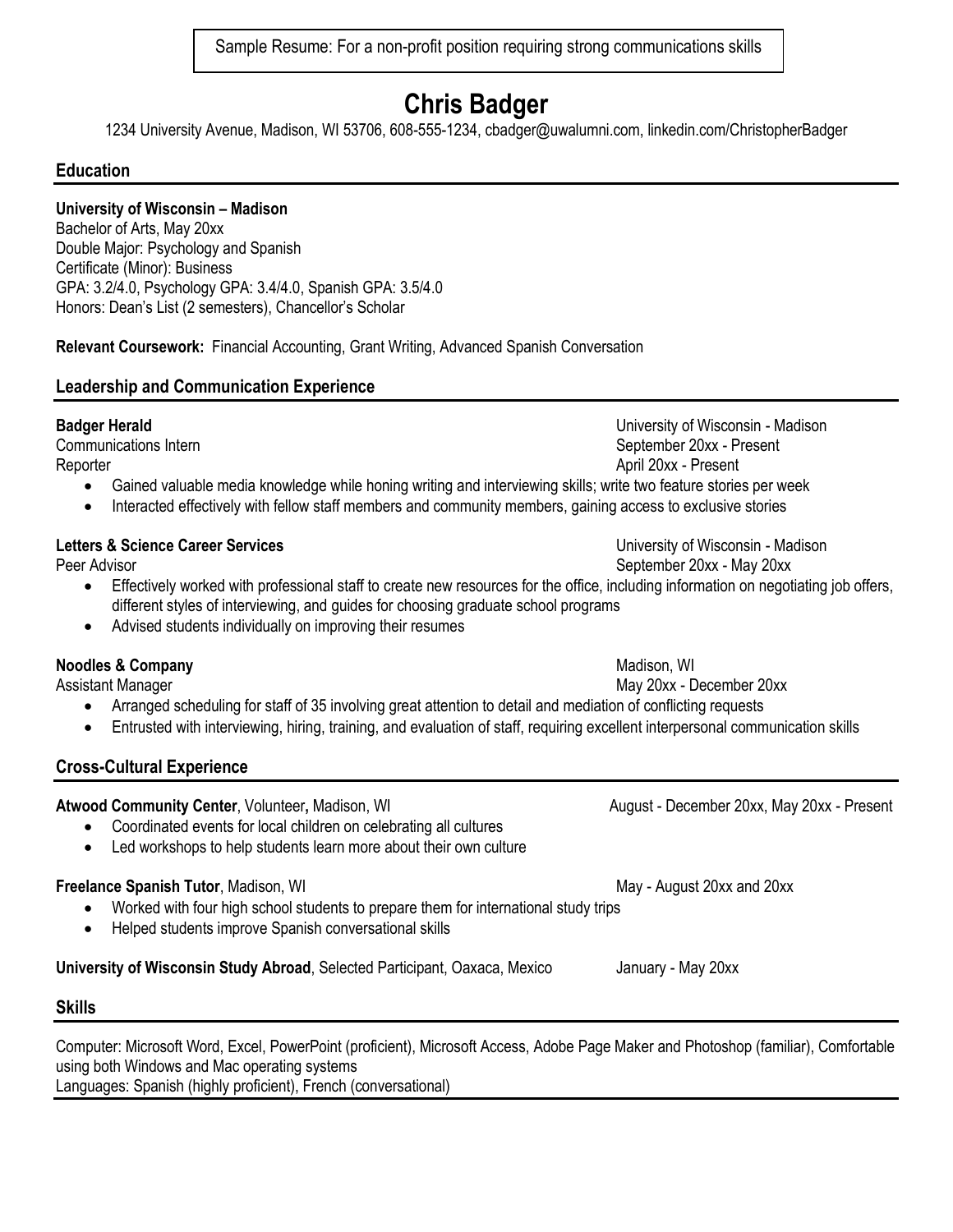Sample Resume: For a non-profit position requiring strong communications skills

# Chris Badger

1234 University Avenue, Madison, WI 53706, 608-555-1234, cbadger@uwalumni.com, linkedin.com/ChristopherBadger

## Education

**University of Wisconsin – Madison**
Bachelor of Arts, May 20xx
Double Major: Psychology and Spanish
Certificate (Minor): Business
GPA: 3.2/4.0, Psychology GPA: 3.4/4.0, Spanish GPA: 3.5/4.0
Honors: Dean's List (2 semesters), Chancellor's Scholar

**Relevant Coursework:** Financial Accounting, Grant Writing, Advanced Spanish Conversation

## Leadership and Communication Experience

**Badger Herald** — University of Wisconsin - Madison
Communications Intern — September 20xx - Present
Reporter — April 20xx - Present

- Gained valuable media knowledge while honing writing and interviewing skills; write two feature stories per week
- Interacted effectively with fellow staff members and community members, gaining access to exclusive stories

**Letters & Science Career Services** — University of Wisconsin - Madison
Peer Advisor — September 20xx - May 20xx

- Effectively worked with professional staff to create new resources for the office, including information on negotiating job offers, different styles of interviewing, and guides for choosing graduate school programs
- Advised students individually on improving their resumes

**Noodles & Company** — Madison, WI
Assistant Manager — May 20xx - December 20xx

- Arranged scheduling for staff of 35 involving great attention to detail and mediation of conflicting requests
- Entrusted with interviewing, hiring, training, and evaluation of staff, requiring excellent interpersonal communication skills

## Cross-Cultural Experience

**Atwood Community Center**, Volunteer**,** Madison, WI — August - December 20xx, May 20xx - Present

- Coordinated events for local children on celebrating all cultures
- Led workshops to help students learn more about their own culture

**Freelance Spanish Tutor**, Madison, WI — May - August 20xx and 20xx

- Worked with four high school students to prepare them for international study trips
- Helped students improve Spanish conversational skills

**University of Wisconsin Study Abroad**, Selected Participant, Oaxaca, Mexico — January - May 20xx

## Skills

Computer: Microsoft Word, Excel, PowerPoint (proficient), Microsoft Access, Adobe Page Maker and Photoshop (familiar), Comfortable using both Windows and Mac operating systems
Languages: Spanish (highly proficient), French (conversational)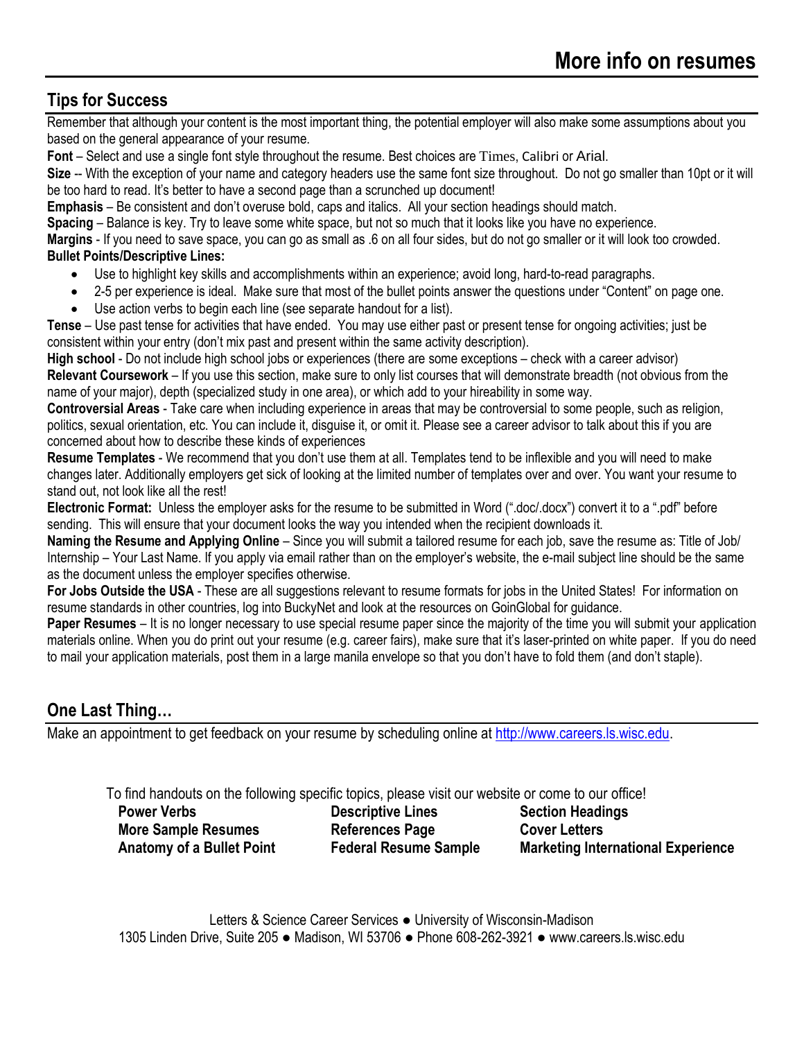# More info on resumes

## Tips for Success

Remember that although your content is the most important thing, the potential employer will also make some assumptions about you based on the general appearance of your resume.

**Font** – Select and use a single font style throughout the resume. Best choices are Times, Calibri or Arial.

**Size** -- With the exception of your name and category headers use the same font size throughout. Do not go smaller than 10pt or it will be too hard to read. It's better to have a second page than a scrunched up document!

**Emphasis** – Be consistent and don't overuse bold, caps and italics. All your section headings should match.

**Spacing** – Balance is key. Try to leave some white space, but not so much that it looks like you have no experience.

**Margins** - If you need to save space, you can go as small as .6 on all four sides, but do not go smaller or it will look too crowded.

**Bullet Points/Descriptive Lines:**

- Use to highlight key skills and accomplishments within an experience; avoid long, hard-to-read paragraphs.
- 2-5 per experience is ideal. Make sure that most of the bullet points answer the questions under "Content" on page one.
- Use action verbs to begin each line (see separate handout for a list).

**Tense** – Use past tense for activities that have ended. You may use either past or present tense for ongoing activities; just be consistent within your entry (don't mix past and present within the same activity description).

**High school** - Do not include high school jobs or experiences (there are some exceptions – check with a career advisor)

**Relevant Coursework** – If you use this section, make sure to only list courses that will demonstrate breadth (not obvious from the name of your major), depth (specialized study in one area), or which add to your hireability in some way.

**Controversial Areas** - Take care when including experience in areas that may be controversial to some people, such as religion, politics, sexual orientation, etc. You can include it, disguise it, or omit it. Please see a career advisor to talk about this if you are concerned about how to describe these kinds of experiences

**Resume Templates** - We recommend that you don't use them at all. Templates tend to be inflexible and you will need to make changes later. Additionally employers get sick of looking at the limited number of templates over and over. You want your resume to stand out, not look like all the rest!

**Electronic Format:** Unless the employer asks for the resume to be submitted in Word (".doc/.docx") convert it to a ".pdf" before sending. This will ensure that your document looks the way you intended when the recipient downloads it.

**Naming the Resume and Applying Online** – Since you will submit a tailored resume for each job, save the resume as: Title of Job/ Internship – Your Last Name. If you apply via email rather than on the employer's website, the e-mail subject line should be the same as the document unless the employer specifies otherwise.

**For Jobs Outside the USA** - These are all suggestions relevant to resume formats for jobs in the United States! For information on resume standards in other countries, log into BuckyNet and look at the resources on GoinGlobal for guidance.

**Paper Resumes** – It is no longer necessary to use special resume paper since the majority of the time you will submit your application materials online. When you do print out your resume (e.g. career fairs), make sure that it's laser-printed on white paper. If you do need to mail your application materials, post them in a large manila envelope so that you don't have to fold them (and don't staple).

## One Last Thing…

Make an appointment to get feedback on your resume by scheduling online at http://www.careers.ls.wisc.edu.

To find handouts on the following specific topics, please visit our website or come to our office!

**Power Verbs**
**More Sample Resumes**
**Anatomy of a Bullet Point**
**Descriptive Lines**
**References Page**
**Federal Resume Sample**
**Section Headings**
**Cover Letters**
**Marketing International Experience**

Letters & Science Career Services ● University of Wisconsin-Madison
1305 Linden Drive, Suite 205 ● Madison, WI 53706 ● Phone 608-262-3921 ● www.careers.ls.wisc.edu